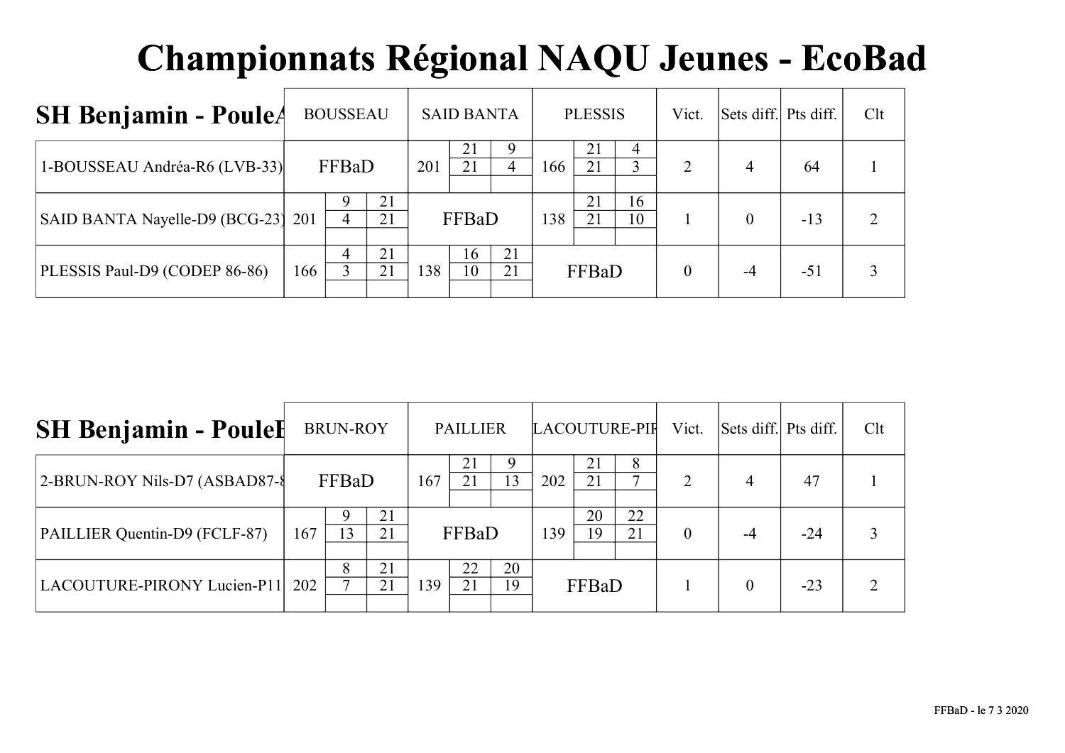# Championnats Régional NAQU Jeunes - EcoBad

## SH Benjamin - PouleA

| SH Benjamin - PouleA | BOUSSEAU | | | SAID BANTA | | | PLESSIS | | | Vict. | Sets diff. | Pts diff. | Clt |
|---|---|---|---|---|---|---|---|---|---|---|---|---|---|
| 1-BOUSSEAU Andréa-R6 (LVB-33) | FFBaD | | | 201 | 21 / 21 | 9 / 4 | 166 | 21 / 21 | 4 / 3 | 2 | 4 | 64 | 1 |
| SAID BANTA Nayelle-D9 (BCG-23) | 201 | 9 / 4 | 21 / 21 | FFBaD | | | 138 | 21 / 21 | 16 / 10 | 1 | 0 | -13 | 2 |
| PLESSIS Paul-D9 (CODEP 86-86) | 166 | 4 / 3 | 21 / 21 | 138 | 16 / 10 | 21 / 21 | FFBaD | | | 0 | -4 | -51 | 3 |

## SH Benjamin - PouleB

| SH Benjamin - PouleB | BRUN-ROY | | | PAILLIER | | | LACOUTURE-PIR | | | Vict. | Sets diff. | Pts diff. | Clt |
|---|---|---|---|---|---|---|---|---|---|---|---|---|---|
| 2-BRUN-ROY Nils-D7 (ASBAD87-8 | FFBaD | | | 167 | 21 / 21 | 9 / 13 | 202 | 21 / 21 | 8 / 7 | 2 | 4 | 47 | 1 |
| PAILLIER Quentin-D9 (FCLF-87) | 167 | 9 / 13 | 21 / 21 | FFBaD | | | 139 | 20 / 19 | 22 / 21 | 0 | -4 | -24 | 3 |
| LACOUTURE-PIRONY Lucien-P11 | 202 | 8 / 7 | 21 / 21 | 139 | 22 / 21 | 20 / 19 | FFBaD | | | 1 | 0 | -23 | 2 |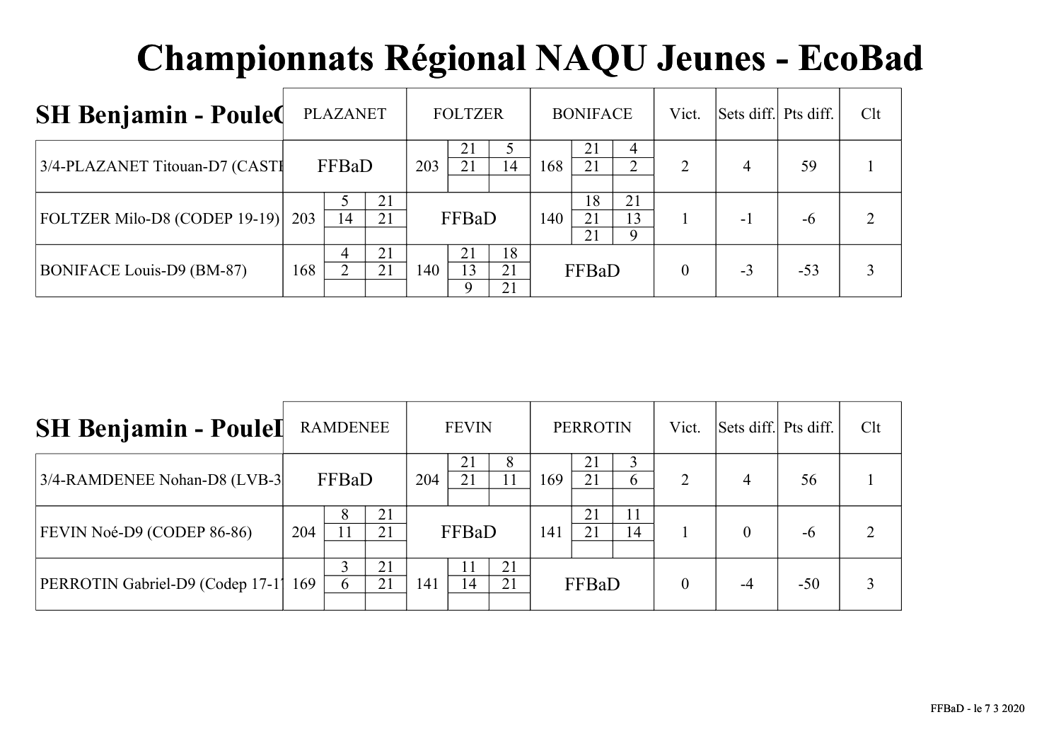# Championnats Régional NAQU Jeunes - EcoBad

## SH Benjamin - PouleC

| | PLAZANET | FOLTZER | BONIFACE | Vict. | Sets diff. | Pts diff. | Clt |
|---|---|---|---|---|---|---|---|
| 3/4-PLAZANET Titouan-D7 (CASTI | FFBaD | 203 — 21-5, 21-14 | 168 — 21-4, 21-2 | 2 | 4 | 59 | 1 |
| FOLTZER Milo-D8 (CODEP 19-19) | 203 — 5-21, 14-21 | FFBaD | 140 — 18-21, 21-13, 21-9 | 1 | -1 | -6 | 2 |
| BONIFACE Louis-D9 (BM-87) | 168 — 4-21, 2-21 | 140 — 21-18, 13-21, 9-21 | FFBaD | 0 | -3 | -53 | 3 |

## SH Benjamin - PouleD

| | RAMDENEE | FEVIN | PERROTIN | Vict. | Sets diff. | Pts diff. | Clt |
|---|---|---|---|---|---|---|---|
| 3/4-RAMDENEE Nohan-D8 (LVB-3 | FFBaD | 204 — 21-8, 21-11 | 169 — 21-3, 21-6 | 2 | 4 | 56 | 1 |
| FEVIN Noé-D9 (CODEP 86-86) | 204 — 8-21, 11-21 | FFBaD | 141 — 21-11, 21-14 | 1 | 0 | -6 | 2 |
| PERROTIN Gabriel-D9 (Codep 17-1 | 169 — 3-21, 6-21 | 141 — 11-21, 14-21 | FFBaD | 0 | -4 | -50 | 3 |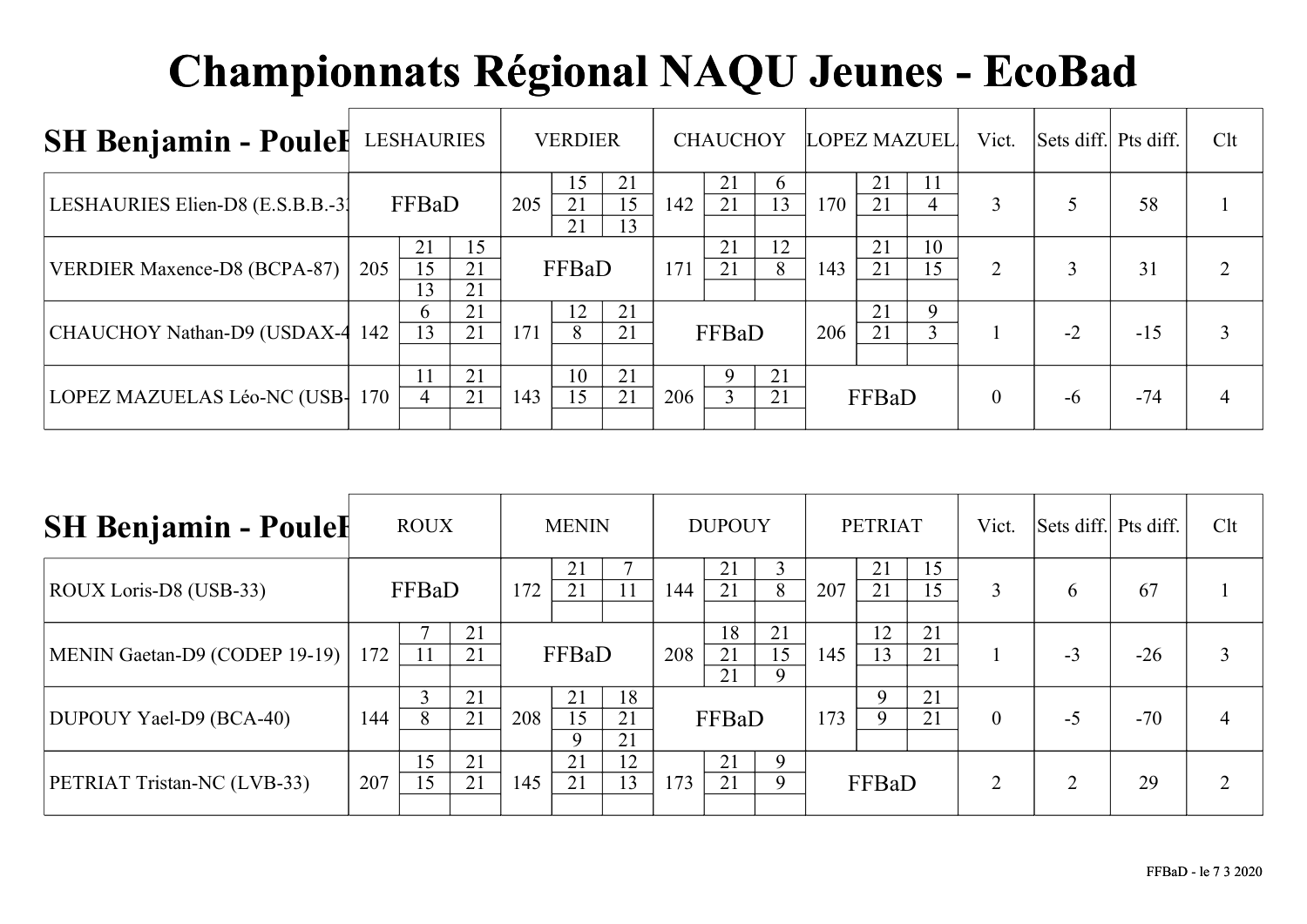# Championnats Régional NAQU Jeunes - EcoBad

## SH Benjamin - PouleF

| | LESHAURIES | VERDIER | CHAUCHOY | LOPEZ MAZUEL | Vict. | Sets diff. | Pts diff. | Clt |
|---|---|---|---|---|---|---|---|---|
| LESHAURIES Elien-D8 (E.S.B.B.-3 | FFBaD | 205: 15-21, 21-15, 21-13 | 142: 21-6, 21-13 | 170: 21-11, 21-4 | 3 | 5 | 58 | 1 |
| VERDIER Maxence-D8 (BCPA-87) | 205: 21-15, 15-21, 13-21 | FFBaD | 171: 21-12, 21-8 | 143: 21-10, 21-15 | 2 | 3 | 31 | 2 |
| CHAUCHOY Nathan-D9 (USDAX-4 | 142: 6-21, 13-21 | 171: 12-21, 8-21 | FFBaD | 206: 21-9, 21-3 | 1 | -2 | -15 | 3 |
| LOPEZ MAZUELAS Léo-NC (USB- | 170: 11-21, 4-21 | 143: 10-21, 15-21 | 206: 9-21, 3-21 | FFBaD | 0 | -6 | -74 | 4 |

## SH Benjamin - PouleF

| | ROUX | MENIN | DUPOUY | PETRIAT | Vict. | Sets diff. | Pts diff. | Clt |
|---|---|---|---|---|---|---|---|---|
| ROUX Loris-D8 (USB-33) | FFBaD | 172: 21-7, 21-11 | 144: 21-3, 21-8 | 207: 21-15, 21-15 | 3 | 6 | 67 | 1 |
| MENIN Gaetan-D9 (CODEP 19-19) | 172: 7-21, 11-21 | FFBaD | 208: 18-21, 21-15, 21-9 | 145: 12-21, 13-21 | 1 | -3 | -26 | 3 |
| DUPOUY Yael-D9 (BCA-40) | 144: 3-21, 8-21 | 208: 21-18, 15-21, 9-21 | FFBaD | 173: 9-21, 9-21 | 0 | -5 | -70 | 4 |
| PETRIAT Tristan-NC (LVB-33) | 207: 15-21, 15-21 | 145: 21-12, 21-13 | 173: 21-9, 21-9 | FFBaD | 2 | 2 | 29 | 2 |

FFBaD - le 7 3 2020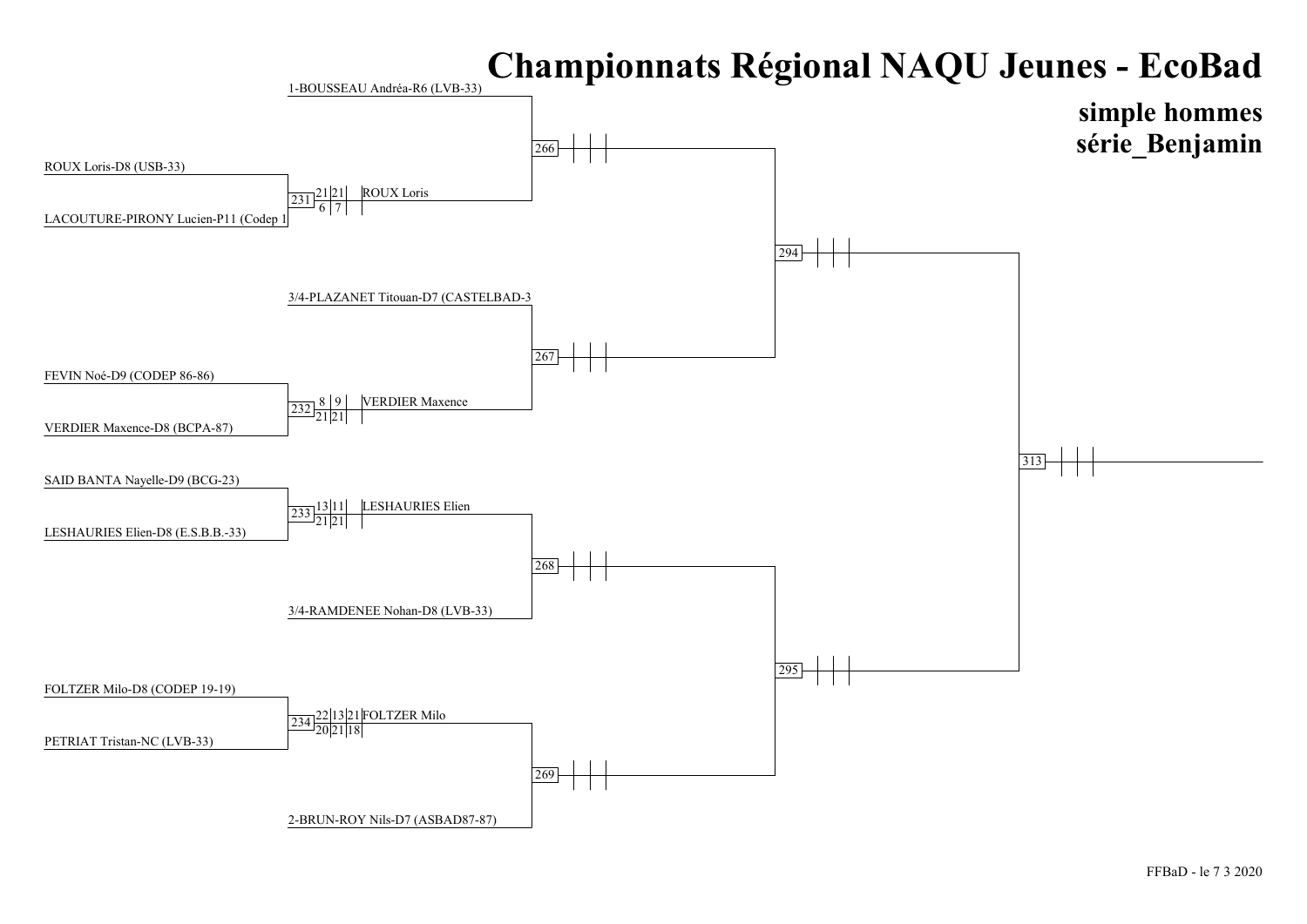# Championnats Régional NAQU Jeunes - EcoBad

## simple hommes
## série_Benjamin

1-BOUSSEAU Andréa-R6 (LVB-33)

ROUX Loris-D8 (USB-33)
LACOUTURE-PIRONY Lucien-P11 (Codep 1

| Match | Sets | Vainqueur |
|---|---|---|
| 231 | 21-6, 21-7 | ROUX Loris |

3/4-PLAZANET Titouan-D7 (CASTELBAD-3

FEVIN Noé-D9 (CODEP 86-86)
VERDIER Maxence-D8 (BCPA-87)

| Match | Sets | Vainqueur |
|---|---|---|
| 232 | 8-21, 9-21 | VERDIER Maxence |

SAID BANTA Nayelle-D9 (BCG-23)
LESHAURIES Elien-D8 (E.S.B.B.-33)

| Match | Sets | Vainqueur |
|---|---|---|
| 233 | 13-21, 11-21 | LESHAURIES Elien |

3/4-RAMDENEE Nohan-D8 (LVB-33)

FOLTZER Milo-D8 (CODEP 19-19)
PETRIAT Tristan-NC (LVB-33)

| Match | Sets | Vainqueur |
|---|---|---|
| 234 | 22-20, 13-21, 21-18 | FOLTZER Milo |

2-BRUN-ROY Nils-D7 (ASBAD87-87)

Matchs suivants : 266, 267, 268, 269, 294, 295, 313

FFBaD - le 7 3 2020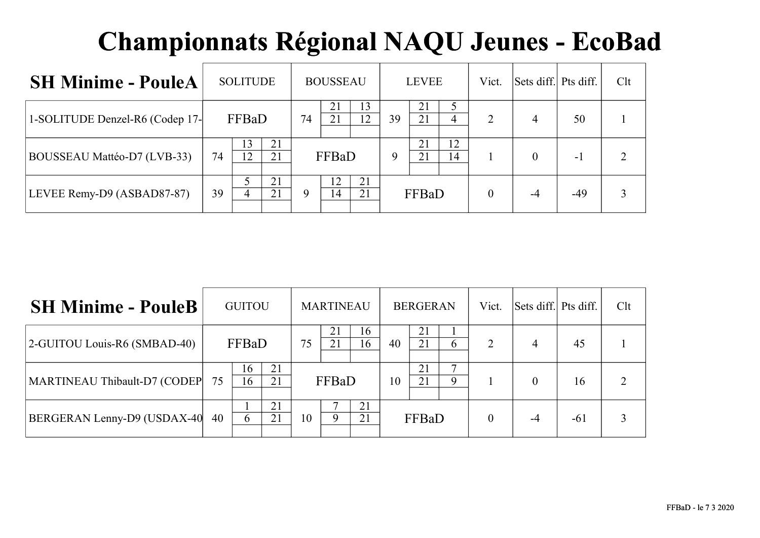# Championnats Régional NAQU Jeunes - EcoBad

| SH Minime - PouleA | SOLITUDE | | | BOUSSEAU | | | LEVEE | | | Vict. | Sets diff. | Pts diff. | Clt |
|---|---|---|---|---|---|---|---|---|---|---|---|---|---|
| 1-SOLITUDE Denzel-R6 (Codep 17- | FFBaD | | | 74 | 21 / 21 | 13 / 12 | 39 | 21 / 21 | 5 / 4 | 2 | 4 | 50 | 1 |
| BOUSSEAU Mattéo-D7 (LVB-33) | 74 | 13 / 12 | 21 / 21 | FFBaD | | | 9 | 21 / 21 | 12 / 14 | 1 | 0 | -1 | 2 |
| LEVEE Remy-D9 (ASBAD87-87) | 39 | 5 / 4 | 21 / 21 | 9 | 12 / 14 | 21 / 21 | FFBaD | | | 0 | -4 | -49 | 3 |

| SH Minime - PouleB | GUITOU | | | MARTINEAU | | | BERGERAN | | | Vict. | Sets diff. | Pts diff. | Clt |
|---|---|---|---|---|---|---|---|---|---|---|---|---|---|
| 2-GUITOU Louis-R6 (SMBAD-40) | FFBaD | | | 75 | 21 / 21 | 16 / 16 | 40 | 21 / 21 | 1 / 6 | 2 | 4 | 45 | 1 |
| MARTINEAU Thibault-D7 (CODEP | 75 | 16 / 16 | 21 / 21 | FFBaD | | | 10 | 21 / 21 | 7 / 9 | 1 | 0 | 16 | 2 |
| BERGERAN Lenny-D9 (USDAX-40 | 40 | 1 / 6 | 21 / 21 | 10 | 7 / 9 | 21 / 21 | FFBaD | | | 0 | -4 | -61 | 3 |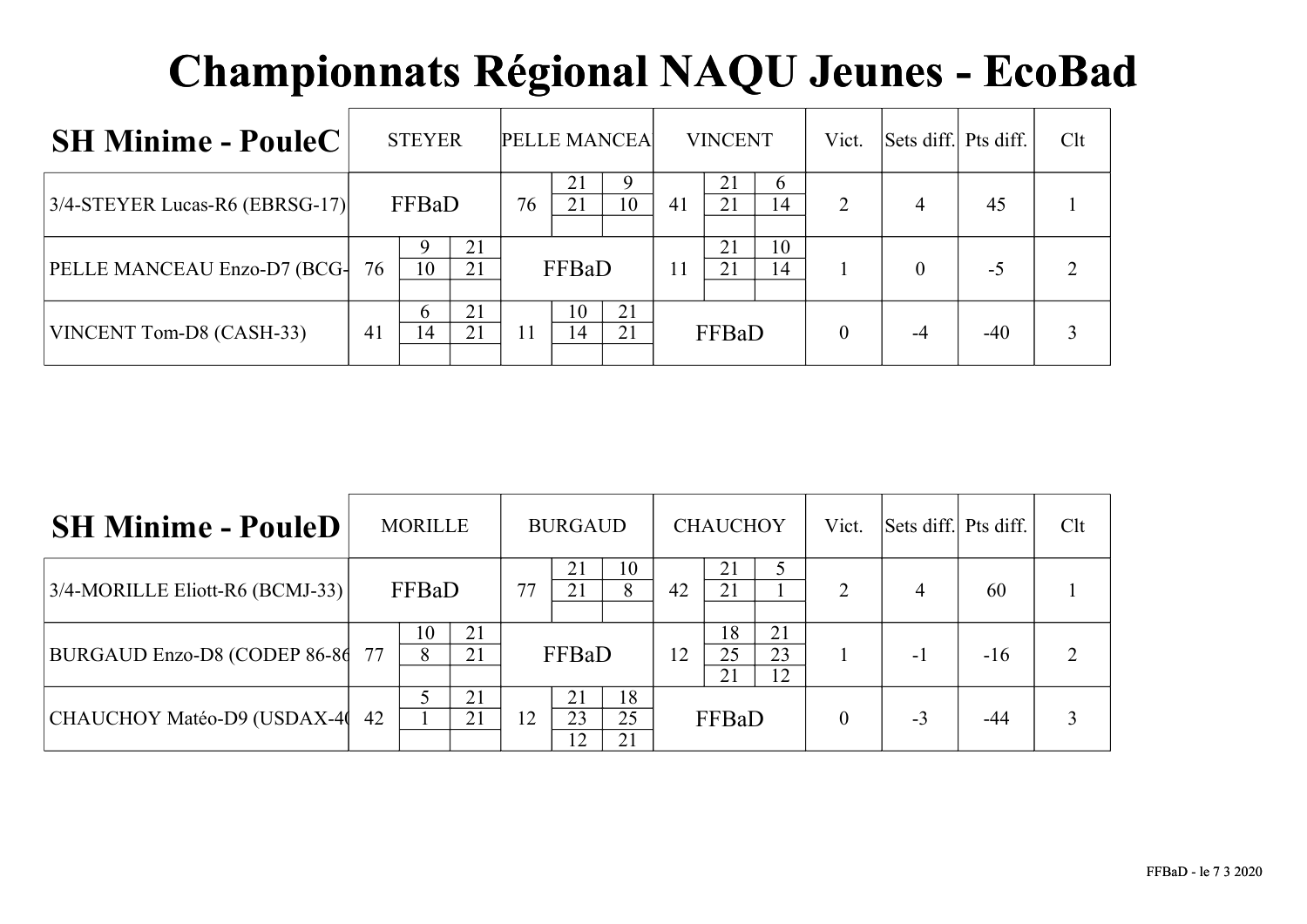# Championnats Régional NAQU Jeunes - EcoBad

## SH Minime - PouleC

| SH Minime - PouleC | STEYER | | | PELLE MANCEA | | | VINCENT | | | Vict. | Sets diff. | Pts diff. | Clt |
|---|---|---|---|---|---|---|---|---|---|---|---|---|---|
| 3/4-STEYER Lucas-R6 (EBRSG-17) | FFBaD | | | 76 | 21<br>21 | 9<br>10 | 41 | 21<br>21 | 6<br>14 | 2 | 4 | 45 | 1 |
| PELLE MANCEAU Enzo-D7 (BCG- | 76 | 9<br>10 | 21<br>21 | FFBaD | | | 11 | 21<br>21 | 10<br>14 | 1 | 0 | -5 | 2 |
| VINCENT Tom-D8 (CASH-33) | 41 | 6<br>14 | 21<br>21 | 11 | 10<br>14 | 21<br>21 | FFBaD | | | 0 | -4 | -40 | 3 |

## SH Minime - PouleD

| SH Minime - PouleD | MORILLE | | | BURGAUD | | | CHAUCHOY | | | Vict. | Sets diff. | Pts diff. | Clt |
|---|---|---|---|---|---|---|---|---|---|---|---|---|---|
| 3/4-MORILLE Eliott-R6 (BCMJ-33) | FFBaD | | | 77 | 21<br>21 | 10<br>8 | 42 | 21<br>21 | 5<br>1 | 2 | 4 | 60 | 1 |
| BURGAUD Enzo-D8 (CODEP 86-86 | 77 | 10<br>8 | 21<br>21 | FFBaD | | | 12 | 18<br>25<br>21 | 21<br>23<br>12 | 1 | -1 | -16 | 2 |
| CHAUCHOY Matéo-D9 (USDAX-40 | 42 | 5<br>1 | 21<br>21 | 12 | 21<br>23<br>12 | 18<br>25<br>21 | FFBaD | | | 0 | -3 | -44 | 3 |

FFBaD - le 7 3 2020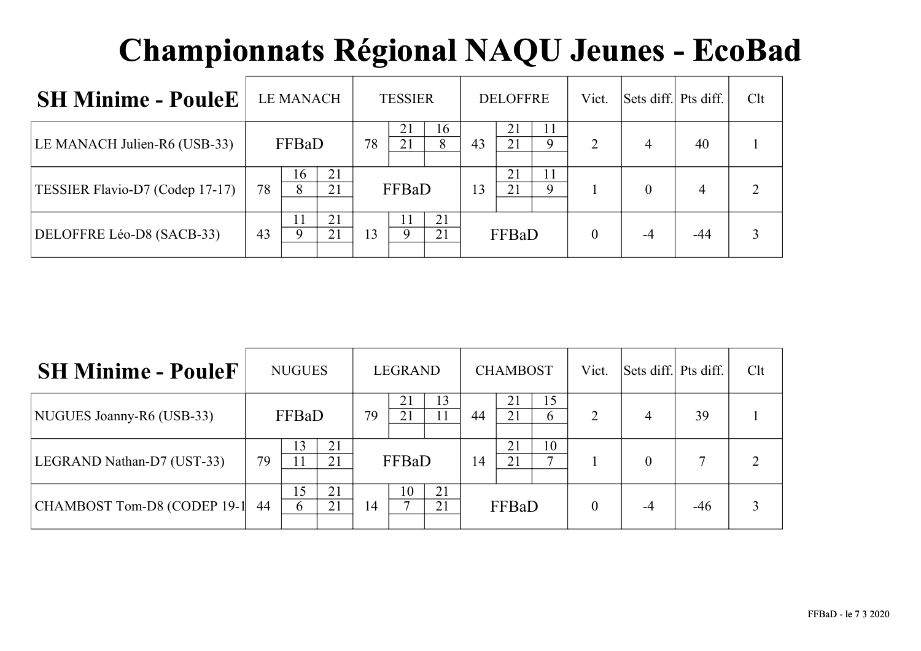# Championnats Régional NAQU Jeunes - EcoBad

| SH Minime - PouleE | LE MANACH | TESSIER | DELOFFRE | Vict. | Sets diff. | Pts diff. | Clt |
|---|---|---|---|---|---|---|---|
| LE MANACH Julien-R6 (USB-33) | FFBaD | 78 — 21/21, 16/8 | 43 — 21/21, 11/9 | 2 | 4 | 40 | 1 |
| TESSIER Flavio-D7 (Codep 17-17) | 78 — 16/8, 21/21 | FFBaD | 13 — 21/21, 11/9 | 1 | 0 | 4 | 2 |
| DELOFFRE Léo-D8 (SACB-33) | 43 — 11/9, 21/21 | 13 — 11/9, 21/21 | FFBaD | 0 | -4 | -44 | 3 |

| SH Minime - PouleF | NUGUES | LEGRAND | CHAMBOST | Vict. | Sets diff. | Pts diff. | Clt |
|---|---|---|---|---|---|---|---|
| NUGUES Joanny-R6 (USB-33) | FFBaD | 79 — 21/21, 13/11 | 44 — 21/21, 15/6 | 2 | 4 | 39 | 1 |
| LEGRAND Nathan-D7 (UST-33) | 79 — 13/11, 21/21 | FFBaD | 14 — 21/21, 10/7 | 1 | 0 | 7 | 2 |
| CHAMBOST Tom-D8 (CODEP 19-1 | 44 — 15/6, 21/21 | 14 — 10/7, 21/21 | FFBaD | 0 | -4 | -46 | 3 |

FFBaD - le 7 3 2020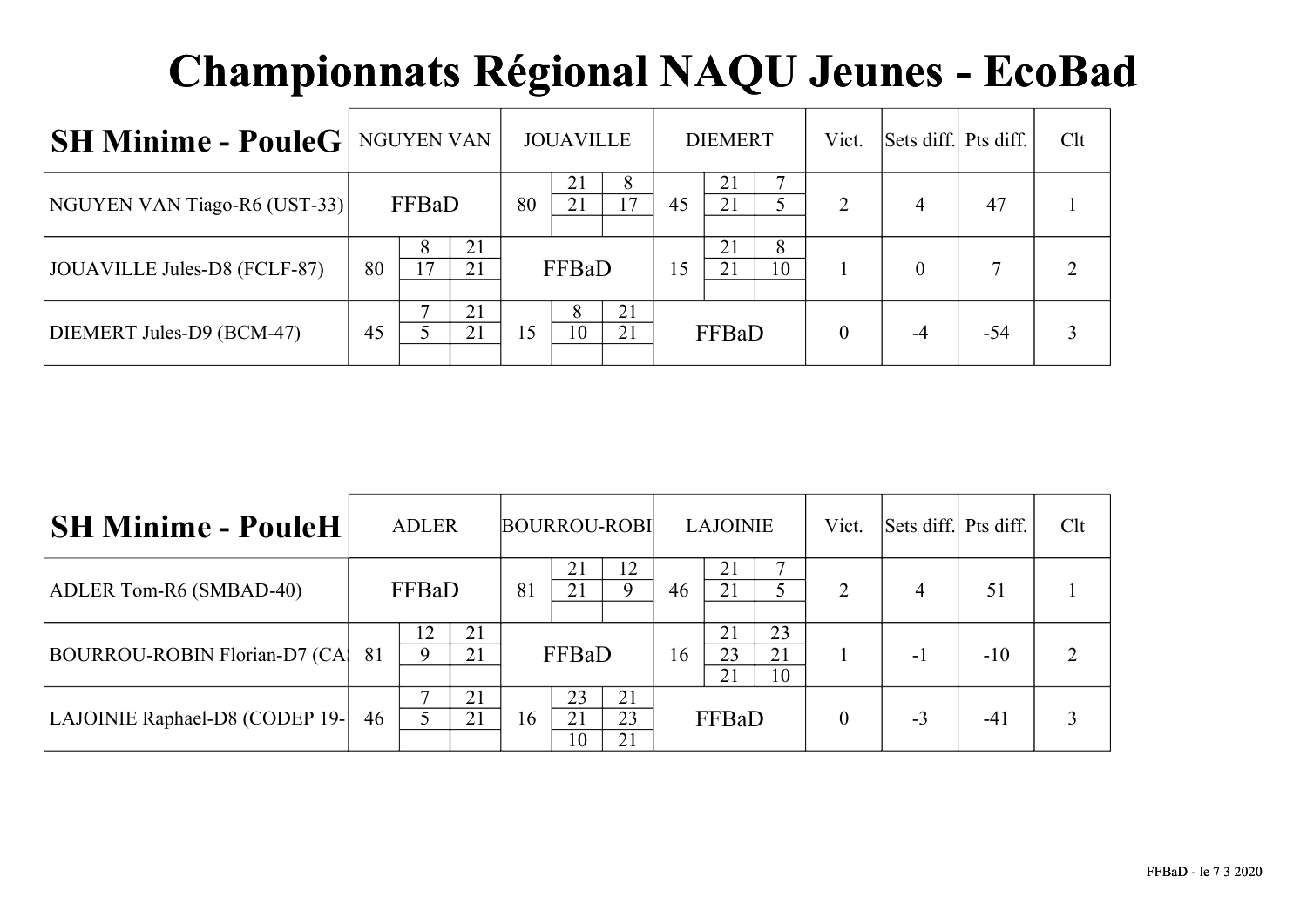# Championnats Régional NAQU Jeunes - EcoBad

| SH Minime - PouleG | NGUYEN VAN | JOUAVILLE | DIEMERT | Vict. | Sets diff. | Pts diff. | Clt |
|---|---|---|---|---|---|---|---|
| NGUYEN VAN Tiago-R6 (UST-33) | FFBaD | 80 — 21-21 / 8-17 | 45 — 21-21 / 7-5 | 2 | 4 | 47 | 1 |
| JOUAVILLE Jules-D8 (FCLF-87) | 80 — 8-17 / 21-21 | FFBaD | 15 — 21-21 / 8-10 | 1 | 0 | 7 | 2 |
| DIEMERT Jules-D9 (BCM-47) | 45 — 7-5 / 21-21 | 15 — 8-10 / 21-21 | FFBaD | 0 | -4 | -54 | 3 |

| SH Minime - PouleH | ADLER | BOURROU-ROBI | LAJOINIE | Vict. | Sets diff. | Pts diff. | Clt |
|---|---|---|---|---|---|---|---|
| ADLER Tom-R6 (SMBAD-40) | FFBaD | 81 — 21-21 / 12-9 | 46 — 21-21 / 7-5 | 2 | 4 | 51 | 1 |
| BOURROU-ROBIN Florian-D7 (CA | 81 — 12-9 / 21-21 | FFBaD | 16 — 21-23-21 / 23-21-10 | 1 | -1 | -10 | 2 |
| LAJOINIE Raphael-D8 (CODEP 19- | 46 — 7-5 / 21-21 | 16 — 23-21-10 / 21-23-21 | FFBaD | 0 | -3 | -41 | 3 |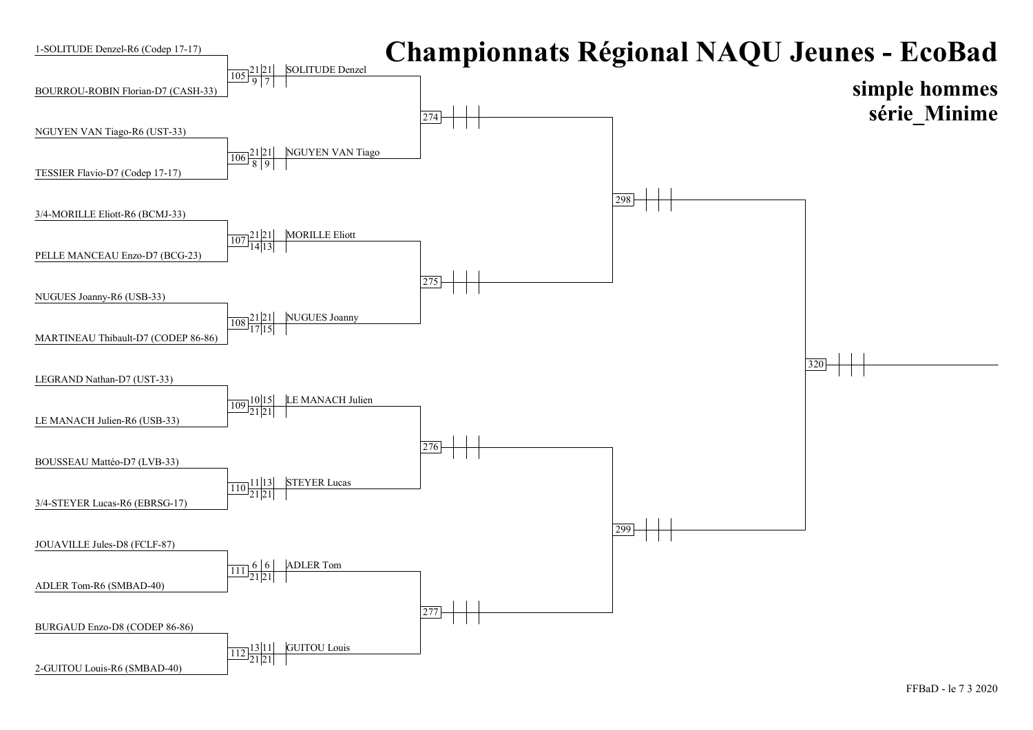# Championnats Régional NAQU Jeunes - EcoBad

## simple hommes
## série_Minime

| Match | Joueur 1 | Joueur 2 | Score | Vainqueur |
|---|---|---|---|---|
| 105 | 1-SOLITUDE Denzel-R6 (Codep 17-17) | BOURROU-ROBIN Florian-D7 (CASH-33) | 21/9 21/7 | SOLITUDE Denzel |
| 106 | NGUYEN VAN Tiago-R6 (UST-33) | TESSIER Flavio-D7 (Codep 17-17) | 21/8 21/9 | NGUYEN VAN Tiago |
| 107 | 3/4-MORILLE Eliott-R6 (BCMJ-33) | PELLE MANCEAU Enzo-D7 (BCG-23) | 21/14 21/13 | MORILLE Eliott |
| 108 | NUGUES Joanny-R6 (USB-33) | MARTINEAU Thibault-D7 (CODEP 86-86) | 21/17 21/15 | NUGUES Joanny |
| 109 | LEGRAND Nathan-D7 (UST-33) | LE MANACH Julien-R6 (USB-33) | 10/21 15/21 | LE MANACH Julien |
| 110 | BOUSSEAU Mattéo-D7 (LVB-33) | 3/4-STEYER Lucas-R6 (EBRSG-17) | 11/21 13/21 | STEYER Lucas |
| 111 | JOUAVILLE Jules-D8 (FCLF-87) | ADLER Tom-R6 (SMBAD-40) | 6/21 6/21 | ADLER Tom |
| 112 | BURGAUD Enzo-D8 (CODEP 86-86) | 2-GUITOU Louis-R6 (SMBAD-40) | 13/21 11/21 | GUITOU Louis |

| Match | Joueur 1 | Joueur 2 | Score | Vainqueur |
|---|---|---|---|---|
| 274 | SOLITUDE Denzel | NGUYEN VAN Tiago | | |
| 275 | MORILLE Eliott | NUGUES Joanny | | |
| 276 | LE MANACH Julien | STEYER Lucas | | |
| 277 | ADLER Tom | GUITOU Louis | | |
| 298 | Vainqueur 274 | Vainqueur 275 | | |
| 299 | Vainqueur 276 | Vainqueur 277 | | |
| 320 | Vainqueur 298 | Vainqueur 299 | | |

FFBaD - le 7 3 2020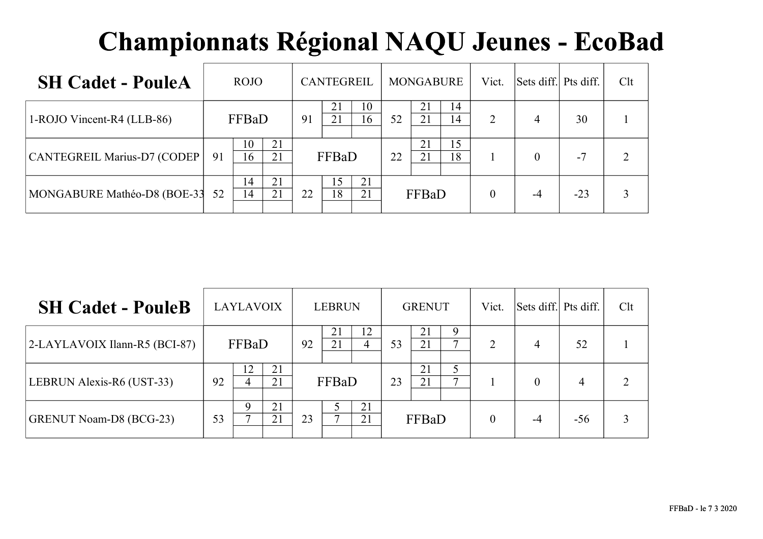# Championnats Régional NAQU Jeunes - EcoBad

| SH Cadet - PouleA | ROJO | | | CANTEGREIL | | | MONGABURE | | | Vict. | Sets diff. | Pts diff. | Clt |
|---|---|---|---|---|---|---|---|---|---|---|---|---|---|
| 1-ROJO Vincent-R4 (LLB-86) | FFBaD | | | 91 | 21 / 21 | 10 / 16 | 52 | 21 / 21 | 14 / 14 | 2 | 4 | 30 | 1 |
| CANTEGREIL Marius-D7 (CODEP | 91 | 10 / 16 | 21 / 21 | FFBaD | | | 22 | 21 / 21 | 15 / 18 | 1 | 0 | -7 | 2 |
| MONGABURE Mathéo-D8 (BOE-33 | 52 | 14 / 14 | 21 / 21 | 22 | 15 / 18 | 21 / 21 | FFBaD | | | 0 | -4 | -23 | 3 |

| SH Cadet - PouleB | LAYLAVOIX | | | LEBRUN | | | GRENUT | | | Vict. | Sets diff. | Pts diff. | Clt |
|---|---|---|---|---|---|---|---|---|---|---|---|---|---|
| 2-LAYLAVOIX Ilann-R5 (BCI-87) | FFBaD | | | 92 | 21 / 21 | 12 / 4 | 53 | 21 / 21 | 9 / 7 | 2 | 4 | 52 | 1 |
| LEBRUN Alexis-R6 (UST-33) | 92 | 12 / 4 | 21 / 21 | FFBaD | | | 23 | 21 / 21 | 5 / 7 | 1 | 0 | 4 | 2 |
| GRENUT Noam-D8 (BCG-23) | 53 | 9 / 7 | 21 / 21 | 23 | 5 / 7 | 21 / 21 | FFBaD | | | 0 | -4 | -56 | 3 |

FFBaD - le 7 3 2020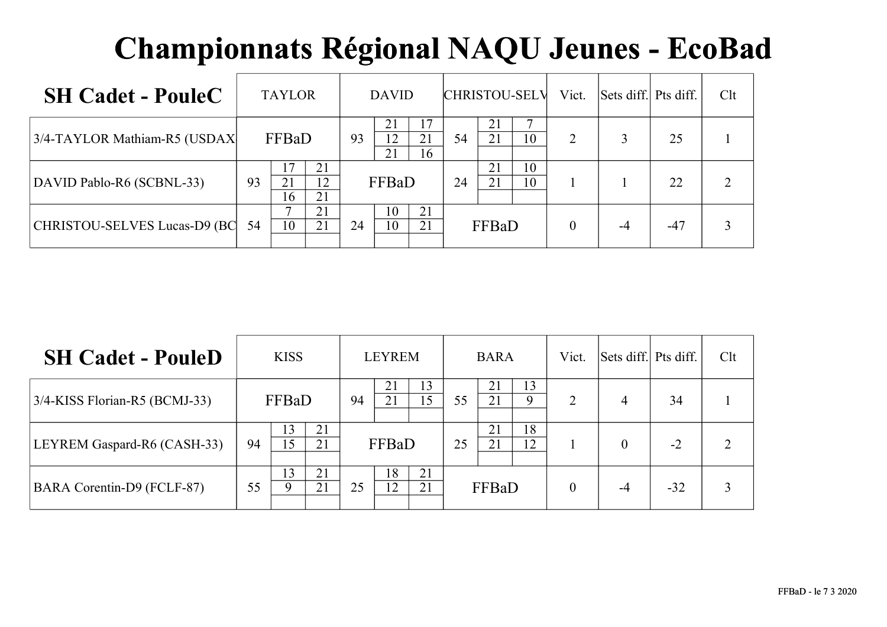# Championnats Régional NAQU Jeunes - EcoBad

| SH Cadet - PouleC | TAYLOR | DAVID | CHRISTOU-SELV | Vict. | Sets diff. | Pts diff. | Clt |
|---|---|---|---|---|---|---|---|
| 3/4-TAYLOR Mathiam-R5 (USDAX | FFBaD | 93 — 21-17 / 12-21 / 21-16 | 54 — 21-7 / 21-10 | 2 | 3 | 25 | 1 |
| DAVID Pablo-R6 (SCBNL-33) | 93 — 17-21 / 21-12 / 16-21 | FFBaD | 24 — 21-10 / 21-10 | 1 | 1 | 22 | 2 |
| CHRISTOU-SELVES Lucas-D9 (BC | 54 — 7-21 / 10-21 | 24 — 10-21 / 10-21 | FFBaD | 0 | -4 | -47 | 3 |

| SH Cadet - PouleD | KISS | LEYREM | BARA | Vict. | Sets diff. | Pts diff. | Clt |
|---|---|---|---|---|---|---|---|
| 3/4-KISS Florian-R5 (BCMJ-33) | FFBaD | 94 — 21-13 / 21-15 | 55 — 21-13 / 21-9 | 2 | 4 | 34 | 1 |
| LEYREM Gaspard-R6 (CASH-33) | 94 — 13-21 / 15-21 | FFBaD | 25 — 21-18 / 21-12 | 1 | 0 | -2 | 2 |
| BARA Corentin-D9 (FCLF-87) | 55 — 13-21 / 9-21 | 25 — 18-21 / 12-21 | FFBaD | 0 | -4 | -32 | 3 |

FFBaD - le 7 3 2020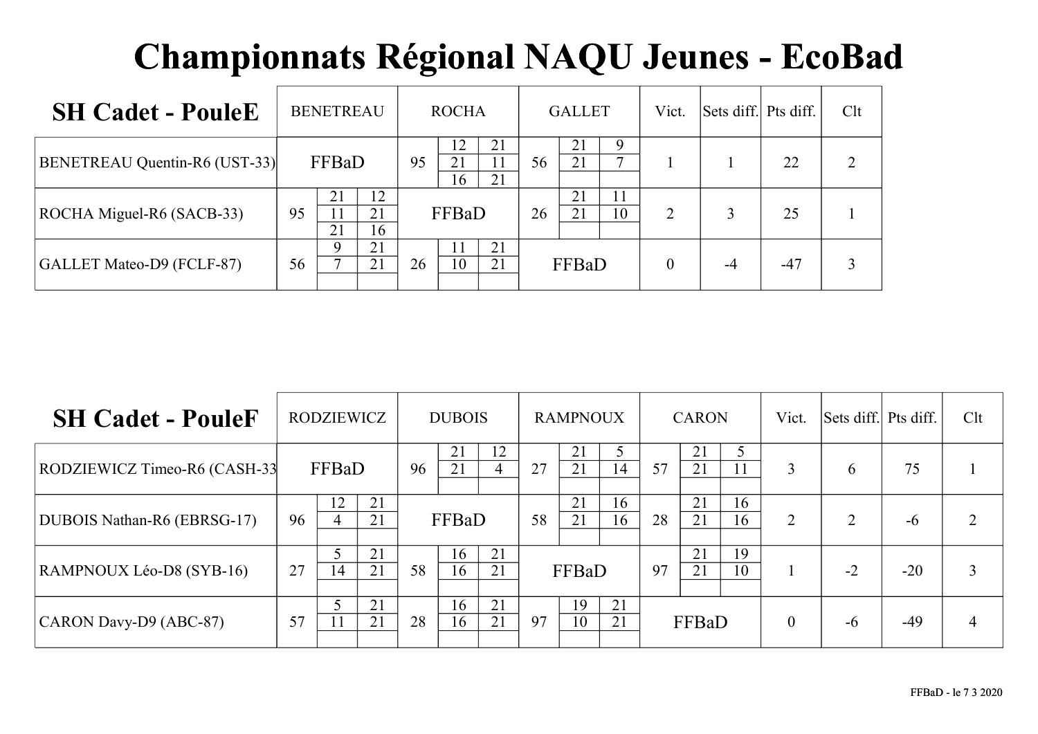# Championnats Régional NAQU Jeunes - EcoBad

| SH Cadet - PouleE | BENETREAU | ROCHA | GALLET | Vict. | Sets diff. | Pts diff. | Clt |
|---|---|---|---|---|---|---|---|
| BENETREAU Quentin-R6 (UST-33) | FFBaD | 95 — 12-21, 21-11, 16-21 | 56 — 21-9, 21-7 | 1 | 1 | 22 | 2 |
| ROCHA Miguel-R6 (SACB-33) | 95 — 21-12, 11-21, 21-16 | FFBaD | 26 — 21-11, 21-10 | 2 | 3 | 25 | 1 |
| GALLET Mateo-D9 (FCLF-87) | 56 — 9-21, 7-21 | 26 — 11-21, 10-21 | FFBaD | 0 | -4 | -47 | 3 |

| SH Cadet - PouleF | RODZIEWICZ | DUBOIS | RAMPNOUX | CARON | Vict. | Sets diff. | Pts diff. | Clt |
|---|---|---|---|---|---|---|---|---|
| RODZIEWICZ Timeo-R6 (CASH-33 | FFBaD | 96 — 21-12, 21-4 | 27 — 21-5, 21-14 | 57 — 21-5, 21-11 | 3 | 6 | 75 | 1 |
| DUBOIS Nathan-R6 (EBRSG-17) | 96 — 12-21, 4-21 | FFBaD | 58 — 21-16, 21-16 | 28 — 21-16, 21-16 | 2 | 2 | -6 | 2 |
| RAMPNOUX Léo-D8 (SYB-16) | 27 — 5-21, 14-21 | 58 — 16-21, 16-21 | FFBaD | 97 — 21-19, 21-10 | 1 | -2 | -20 | 3 |
| CARON Davy-D9 (ABC-87) | 57 — 5-21, 11-21 | 28 — 16-21, 16-21 | 97 — 19-21, 10-21 | FFBaD | 0 | -6 | -49 | 4 |

FFBaD - le 7 3 2020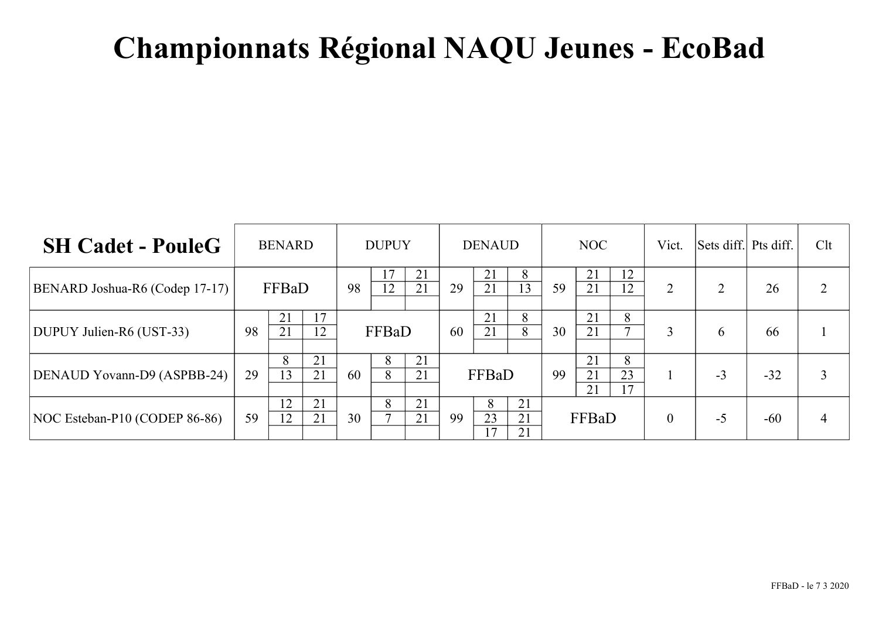# Championnats Régional NAQU Jeunes - EcoBad

| SH Cadet - PouleG | BENARD | | | DUPUY | | | DENAUD | | | NOC | | | Vict. | Sets diff. | Pts diff. | Clt |
|---|---|---|---|---|---|---|---|---|---|---|---|---|---|---|---|---|
| BENARD Joshua-R6 (Codep 17-17) | FFBaD | | | 98 | 17 / 12 | 21 / 21 | 29 | 21 / 21 | 8 / 13 | 59 | 21 / 21 | 12 / 12 | 2 | 2 | 26 | 2 |
| DUPUY Julien-R6 (UST-33) | 98 | 21 / 21 | 17 / 12 | FFBaD | | | 60 | 21 / 21 | 8 / 8 | 30 | 21 / 21 | 8 / 7 | 3 | 6 | 66 | 1 |
| DENAUD Yovann-D9 (ASPBB-24) | 29 | 8 / 13 | 21 / 21 | 60 | 8 / 8 | 21 / 21 | FFBaD | | | 99 | 21 / 21 / 21 | 8 / 23 / 17 | 1 | -3 | -32 | 3 |
| NOC Esteban-P10 (CODEP 86-86) | 59 | 12 / 12 | 21 / 21 | 30 | 8 / 7 | 21 / 21 | 99 | 8 / 23 / 17 | 21 / 21 / 21 | FFBaD | | | 0 | -5 | -60 | 4 |

FFBaD - le 7 3 2020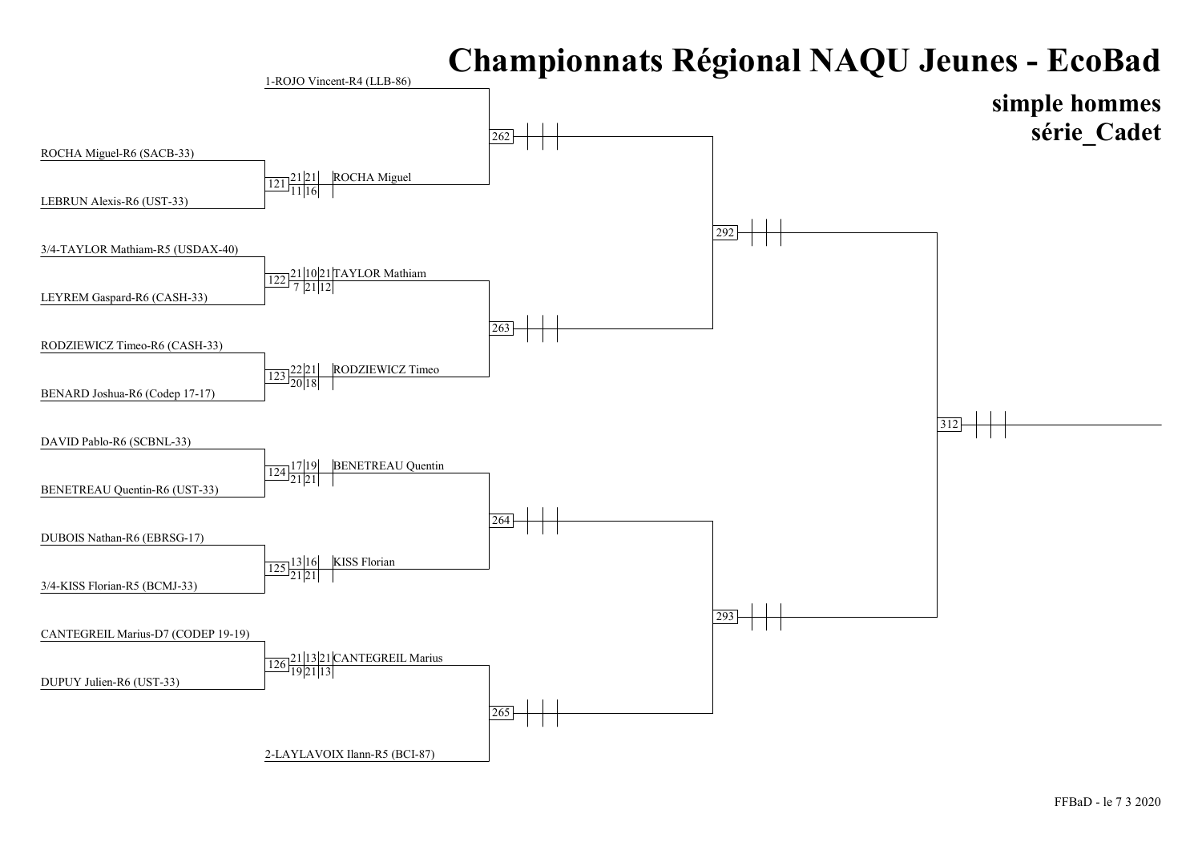# Championnats Régional NAQU Jeunes - EcoBad

## simple hommes
## série_Cadet

1-ROJO Vincent-R4 (LLB-86)

ROCHA Miguel-R6 (SACB-33)
LEBRUN Alexis-R6 (UST-33)
121 — 21/11 21/16 — ROCHA Miguel

3/4-TAYLOR Mathiam-R5 (USDAX-40)
LEYREM Gaspard-R6 (CASH-33)
122 — 21/7 10/21 21/12 — TAYLOR Mathiam

RODZIEWICZ Timeo-R6 (CASH-33)
BENARD Joshua-R6 (Codep 17-17)
123 — 22/20 21/18 — RODZIEWICZ Timeo

DAVID Pablo-R6 (SCBNL-33)
BENETREAU Quentin-R6 (UST-33)
124 — 17/21 19/21 — BENETREAU Quentin

DUBOIS Nathan-R6 (EBRSG-17)
3/4-KISS Florian-R5 (BCMJ-33)
125 — 13/21 16/21 — KISS Florian

CANTEGREIL Marius-D7 (CODEP 19-19)
DUPUY Julien-R6 (UST-33)
126 — 21/19 13/21 21/13 — CANTEGREIL Marius

2-LAYLAVOIX Ilann-R5 (BCI-87)

262

263

264

265

292

293

312

FFBaD - le 7 3 2020